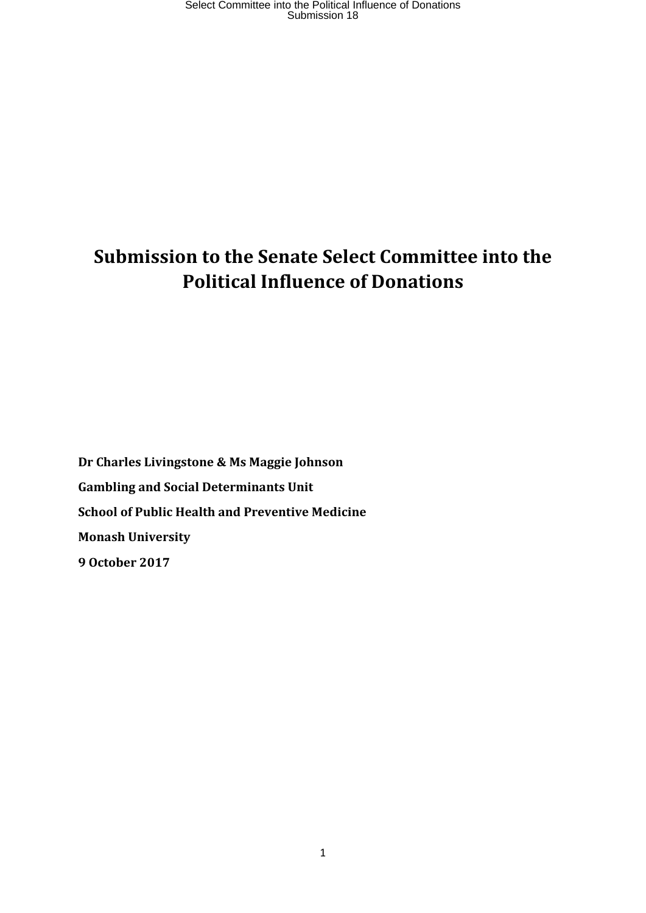# Submission to the Senate Select Committee into the Political Influence of Donations

**Dr Charles Livingstone & Ms Maggie Johnson**

**Gambling and Social Determinants Unit**

**School of Public Health and Preventive Medicine**

**Monash University**

**9 October 2017**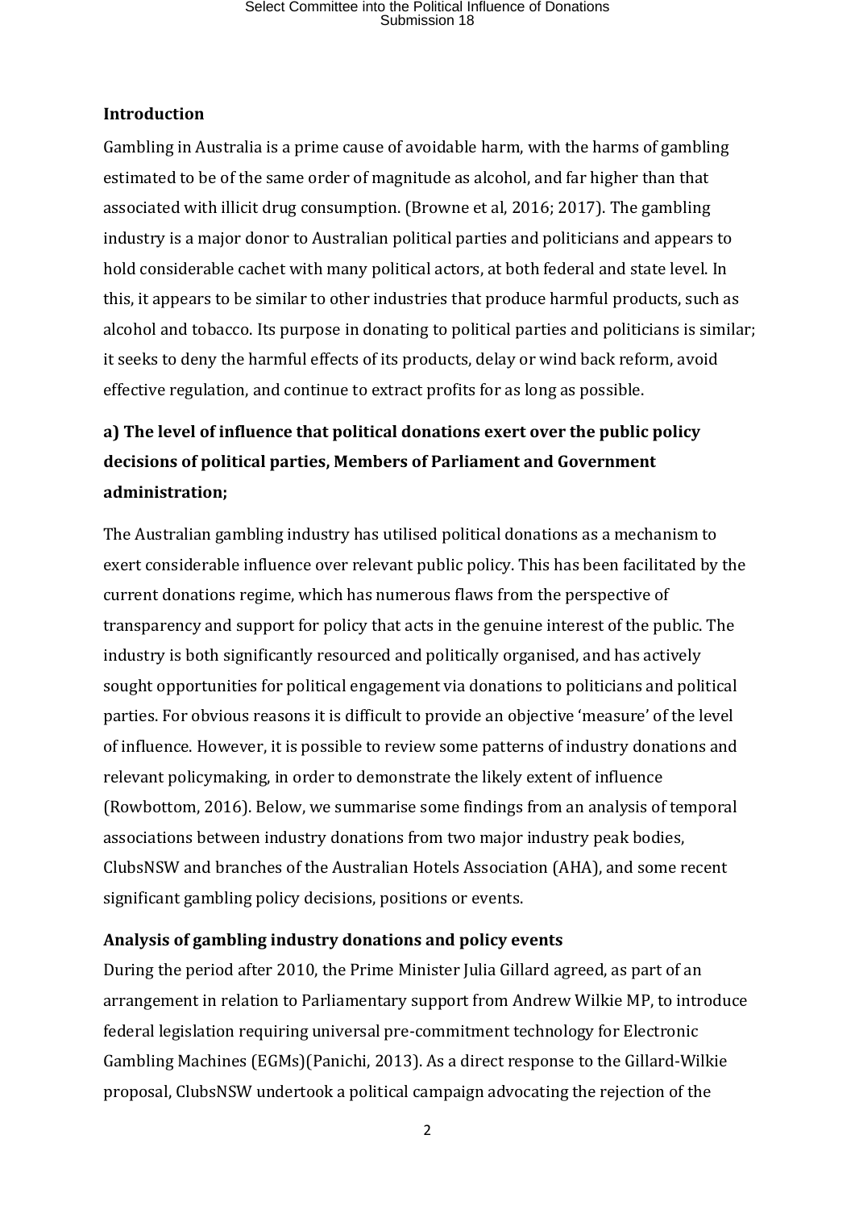**Introduction**

Gambling in Australia is a prime cause of avoidable harm, with the harms of gambling estimated to be of the same order of magnitude as alcohol, and far higher than that associated with illicit drug consumption. (Browne et al, 2016; 2017). The gambling industry is a major donor to Australian political parties and politicians and appears to hold considerable cachet with many political actors, at both federal and state level. In this, it appears to be similar to other industries that produce harmful products, such as alcohol and tobacco. Its purpose in donating to political parties and politicians is similar; it seeks to deny the harmful effects of its products, delay or wind back reform, avoid effective regulation, and continue to extract profits for as long as possible.

## a) The level of influence that political donations exert over the public policy decisions of political parties, Members of Parliament and Government administration;

The Australian gambling industry has utilised political donations as a mechanism to exert considerable influence over relevant public policy. This has been facilitated by the current donations regime, which has numerous flaws from the perspective of transparency and support for policy that acts in the genuine interest of the public. The industry is both significantly resourced and politically organised, and has actively sought opportunities for political engagement via donations to politicians and political parties. For obvious reasons it is difficult to provide an objective 'measure' of the level of influence. However, it is possible to review some patterns of industry donations and relevant policymaking, in order to demonstrate the likely extent of influence (Rowbottom, 2016). Below, we summarise some findings from an analysis of temporal associations between industry donations from two major industry peak bodies, ClubsNSW and branches of the Australian Hotels Association (AHA), and some recent significant gambling policy decisions, positions or events.

**Analysis of gambling industry donations and policy events**

During the period after 2010, the Prime Minister Julia Gillard agreed, as part of an arrangement in relation to Parliamentary support from Andrew Wilkie MP, to introduce federal legislation requiring universal pre-commitment technology for Electronic Gambling Machines (EGMs)(Panichi, 2013). As a direct response to the Gillard-Wilkie proposal, ClubsNSW undertook a political campaign advocating the rejection of the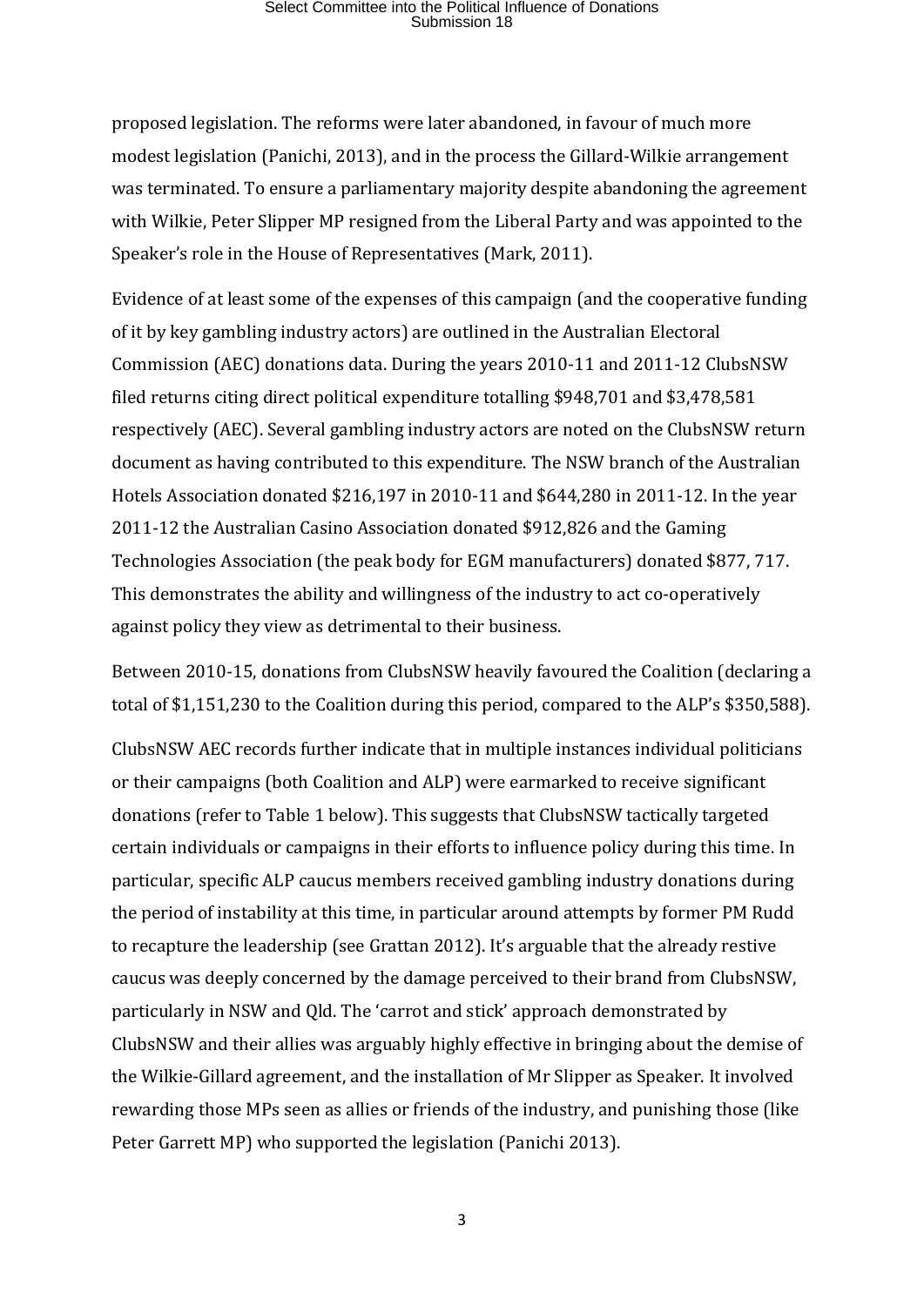proposed legislation. The reforms were later abandoned, in favour of much more modest legislation (Panichi, 2013), and in the process the Gillard-Wilkie arrangement was terminated. To ensure a parliamentary majority despite abandoning the agreement with Wilkie, Peter Slipper MP resigned from the Liberal Party and was appointed to the Speaker's role in the House of Representatives (Mark, 2011).

Evidence of at least some of the expenses of this campaign (and the cooperative funding of it by key gambling industry actors) are outlined in the Australian Electoral Commission (AEC) donations data. During the years 2010-11 and 2011-12 ClubsNSW filed returns citing direct political expenditure totalling $948,701 and $3,478,581 respectively (AEC). Several gambling industry actors are noted on the ClubsNSW return document as having contributed to this expenditure. The NSW branch of the Australian Hotels Association donated $216,197 in 2010-11 and $644,280 in 2011-12. In the year 2011-12 the Australian Casino Association donated $912,826 and the Gaming Technologies Association (the peak body for EGM manufacturers) donated $877, 717. This demonstrates the ability and willingness of the industry to act co-operatively against policy they view as detrimental to their business.

Between 2010-15, donations from ClubsNSW heavily favoured the Coalition (declaring a total of $1,151,230 to the Coalition during this period, compared to the ALP's $350,588).

ClubsNSW AEC records further indicate that in multiple instances individual politicians or their campaigns (both Coalition and ALP) were earmarked to receive significant donations (refer to Table 1 below). This suggests that ClubsNSW tactically targeted certain individuals or campaigns in their efforts to influence policy during this time. In particular, specific ALP caucus members received gambling industry donations during the period of instability at this time, in particular around attempts by former PM Rudd to recapture the leadership (see Grattan 2012). It's arguable that the already restive caucus was deeply concerned by the damage perceived to their brand from ClubsNSW, particularly in NSW and Qld. The 'carrot and stick' approach demonstrated by ClubsNSW and their allies was arguably highly effective in bringing about the demise of the Wilkie-Gillard agreement, and the installation of Mr Slipper as Speaker. It involved rewarding those MPs seen as allies or friends of the industry, and punishing those (like Peter Garrett MP) who supported the legislation (Panichi 2013).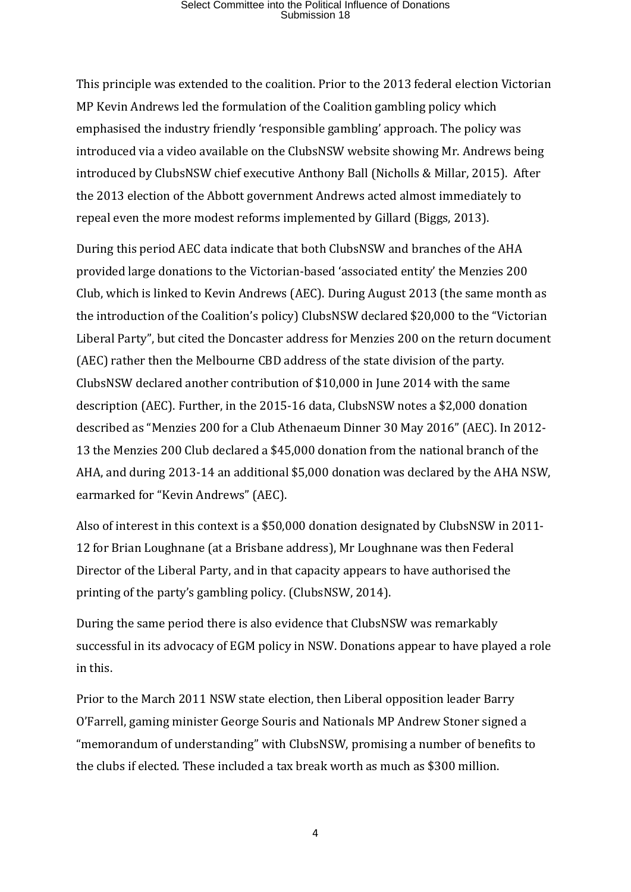This principle was extended to the coalition. Prior to the 2013 federal election Victorian MP Kevin Andrews led the formulation of the Coalition gambling policy which emphasised the industry friendly 'responsible gambling' approach. The policy was introduced via a video available on the ClubsNSW website showing Mr. Andrews being introduced by ClubsNSW chief executive Anthony Ball (Nicholls & Millar, 2015). After the 2013 election of the Abbott government Andrews acted almost immediately to repeal even the more modest reforms implemented by Gillard (Biggs, 2013).

During this period AEC data indicate that both ClubsNSW and branches of the AHA provided large donations to the Victorian-based 'associated entity' the Menzies 200 Club, which is linked to Kevin Andrews (AEC). During August 2013 (the same month as the introduction of the Coalition's policy) ClubsNSW declared $20,000 to the "Victorian Liberal Party", but cited the Doncaster address for Menzies 200 on the return document (AEC) rather then the Melbourne CBD address of the state division of the party. ClubsNSW declared another contribution of $10,000 in June 2014 with the same description (AEC). Further, in the 2015-16 data, ClubsNSW notes a $2,000 donation described as "Menzies 200 for a Club Athenaeum Dinner 30 May 2016" (AEC). In 2012-13 the Menzies 200 Club declared a $45,000 donation from the national branch of the AHA, and during 2013-14 an additional $5,000 donation was declared by the AHA NSW, earmarked for "Kevin Andrews" (AEC).

Also of interest in this context is a $50,000 donation designated by ClubsNSW in 2011-12 for Brian Loughnane (at a Brisbane address), Mr Loughnane was then Federal Director of the Liberal Party, and in that capacity appears to have authorised the printing of the party's gambling policy. (ClubsNSW, 2014).

During the same period there is also evidence that ClubsNSW was remarkably successful in its advocacy of EGM policy in NSW. Donations appear to have played a role in this.

Prior to the March 2011 NSW state election, then Liberal opposition leader Barry O'Farrell, gaming minister George Souris and Nationals MP Andrew Stoner signed a "memorandum of understanding" with ClubsNSW, promising a number of benefits to the clubs if elected. These included a tax break worth as much as $300 million.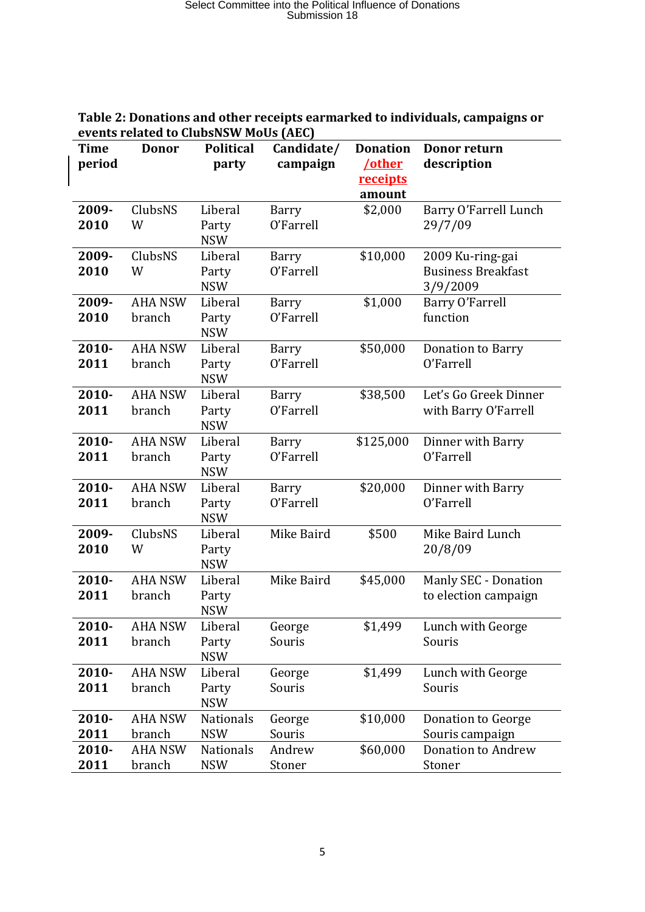**Table 2: Donations and other receipts earmarked to individuals, campaigns or events related to ClubsNSW MoUs (AEC)**

| Time period | Donor | Political party | Candidate/ campaign | Donation /other receipts amount | Donor return description |
|---|---|---|---|---|---|
| 2009-2010 | ClubsNSW | Liberal Party NSW | Barry O'Farrell | $2,000 | Barry O'Farrell Lunch 29/7/09 |
| 2009-2010 | ClubsNSW | Liberal Party NSW | Barry O'Farrell | $10,000 | 2009 Ku-ring-gai Business Breakfast 3/9/2009 |
| 2009-2010 | AHA NSW branch | Liberal Party NSW | Barry O'Farrell | $1,000 | Barry O'Farrell function |
| 2010-2011 | AHA NSW branch | Liberal Party NSW | Barry O'Farrell | $50,000 | Donation to Barry O'Farrell |
| 2010-2011 | AHA NSW branch | Liberal Party NSW | Barry O'Farrell | $38,500 | Let's Go Greek Dinner with Barry O'Farrell |
| 2010-2011 | AHA NSW branch | Liberal Party NSW | Barry O'Farrell | $125,000 | Dinner with Barry O'Farrell |
| 2010-2011 | AHA NSW branch | Liberal Party NSW | Barry O'Farrell | $20,000 | Dinner with Barry O'Farrell |
| 2009-2010 | ClubsNSW | Liberal Party NSW | Mike Baird | $500 | Mike Baird Lunch 20/8/09 |
| 2010-2011 | AHA NSW branch | Liberal Party NSW | Mike Baird | $45,000 | Manly SEC - Donation to election campaign |
| 2010-2011 | AHA NSW branch | Liberal Party NSW | George Souris | $1,499 | Lunch with George Souris |
| 2010-2011 | AHA NSW branch | Liberal Party NSW | George Souris | $1,499 | Lunch with George Souris |
| 2010-2011 | AHA NSW branch | Nationals NSW | George Souris | $10,000 | Donation to George Souris campaign |
| 2010-2011 | AHA NSW branch | Nationals NSW | Andrew Stoner | $60,000 | Donation to Andrew Stoner |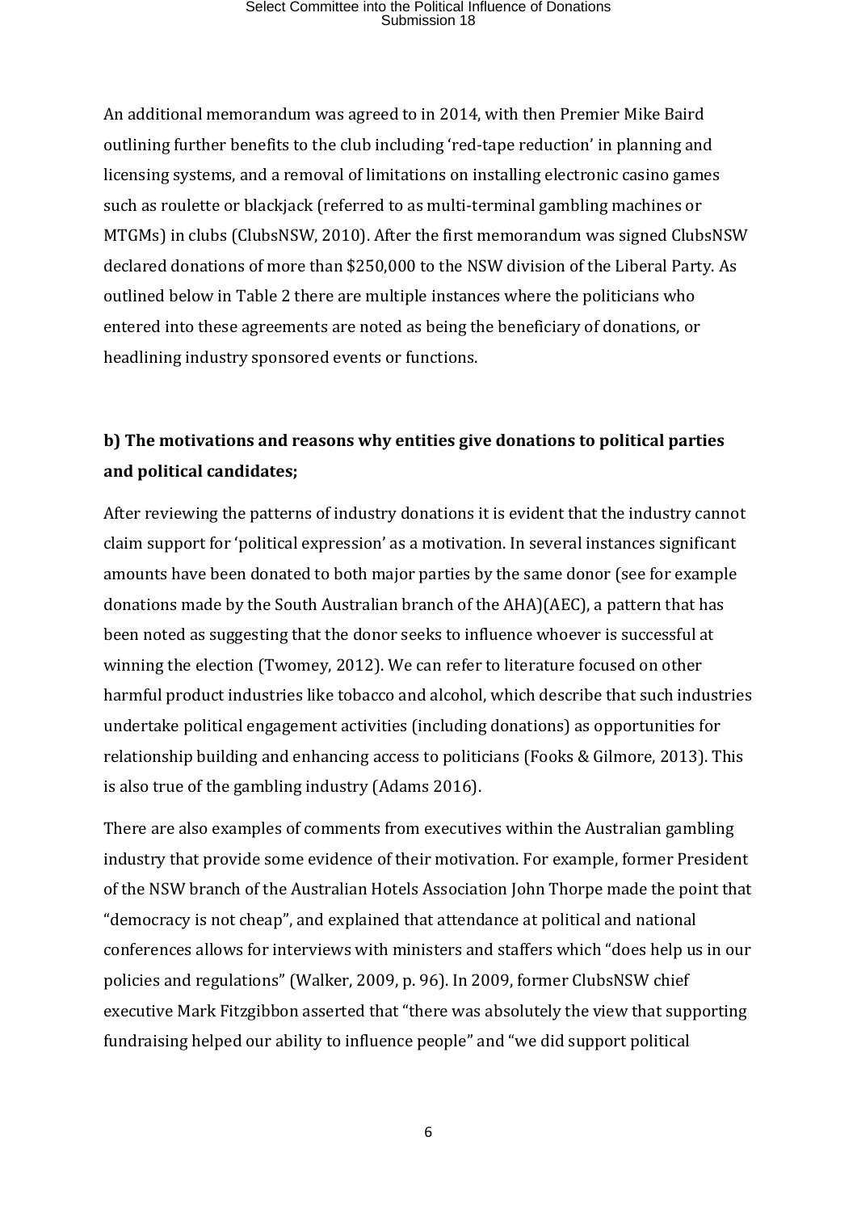An additional memorandum was agreed to in 2014, with then Premier Mike Baird outlining further benefits to the club including 'red-tape reduction' in planning and licensing systems, and a removal of limitations on installing electronic casino games such as roulette or blackjack (referred to as multi-terminal gambling machines or MTGMs) in clubs (ClubsNSW, 2010). After the first memorandum was signed ClubsNSW declared donations of more than $250,000 to the NSW division of the Liberal Party. As outlined below in Table 2 there are multiple instances where the politicians who entered into these agreements are noted as being the beneficiary of donations, or headlining industry sponsored events or functions.

**b) The motivations and reasons why entities give donations to political parties and political candidates;**

After reviewing the patterns of industry donations it is evident that the industry cannot claim support for 'political expression' as a motivation. In several instances significant amounts have been donated to both major parties by the same donor (see for example donations made by the South Australian branch of the AHA)(AEC), a pattern that has been noted as suggesting that the donor seeks to influence whoever is successful at winning the election (Twomey, 2012). We can refer to literature focused on other harmful product industries like tobacco and alcohol, which describe that such industries undertake political engagement activities (including donations) as opportunities for relationship building and enhancing access to politicians (Fooks & Gilmore, 2013). This is also true of the gambling industry (Adams 2016).

There are also examples of comments from executives within the Australian gambling industry that provide some evidence of their motivation. For example, former President of the NSW branch of the Australian Hotels Association John Thorpe made the point that "democracy is not cheap", and explained that attendance at political and national conferences allows for interviews with ministers and staffers which "does help us in our policies and regulations" (Walker, 2009, p. 96). In 2009, former ClubsNSW chief executive Mark Fitzgibbon asserted that "there was absolutely the view that supporting fundraising helped our ability to influence people" and "we did support political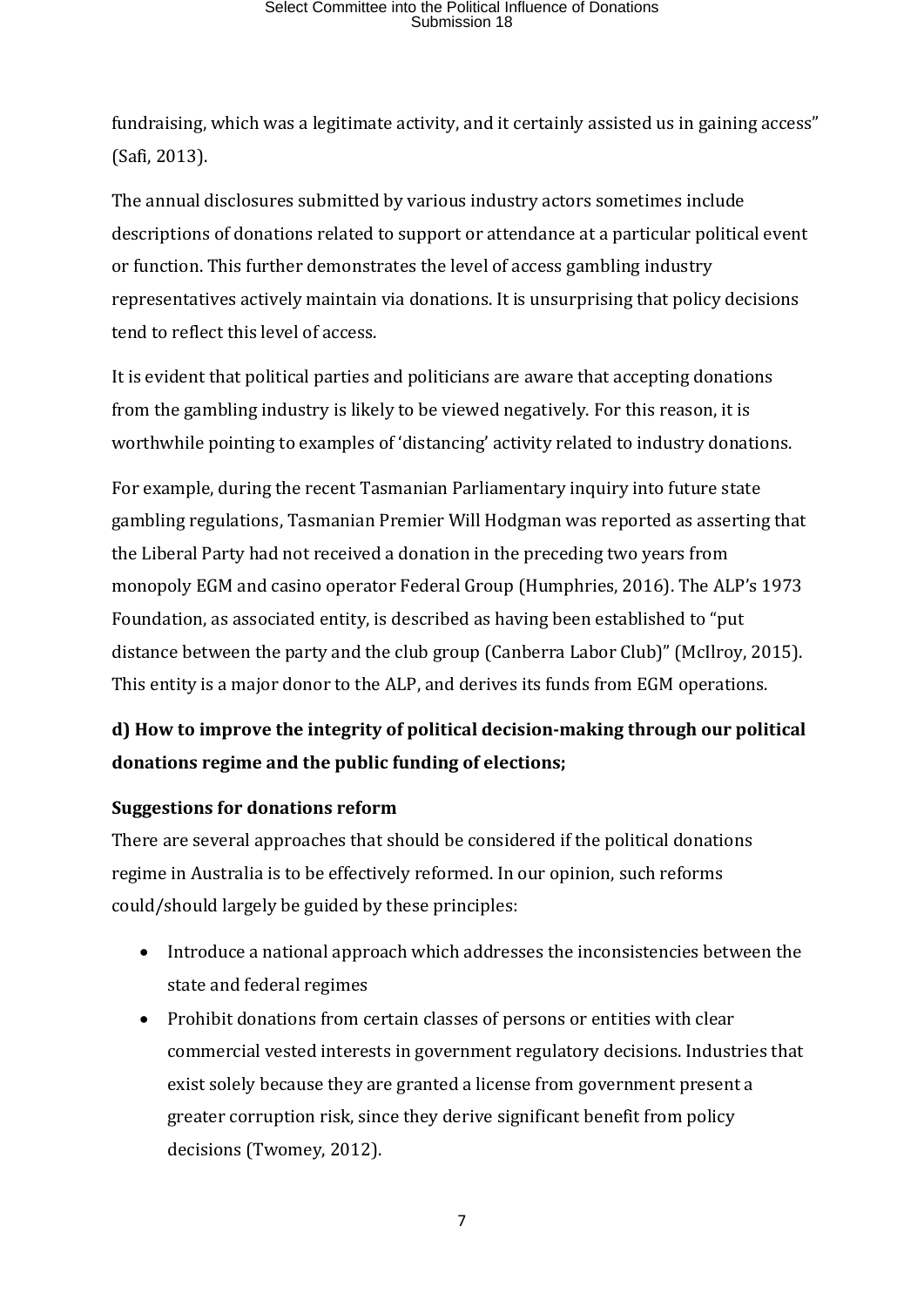fundraising, which was a legitimate activity, and it certainly assisted us in gaining access" (Safi, 2013).

The annual disclosures submitted by various industry actors sometimes include descriptions of donations related to support or attendance at a particular political event or function. This further demonstrates the level of access gambling industry representatives actively maintain via donations. It is unsurprising that policy decisions tend to reflect this level of access.

It is evident that political parties and politicians are aware that accepting donations from the gambling industry is likely to be viewed negatively. For this reason, it is worthwhile pointing to examples of 'distancing' activity related to industry donations.

For example, during the recent Tasmanian Parliamentary inquiry into future state gambling regulations, Tasmanian Premier Will Hodgman was reported as asserting that the Liberal Party had not received a donation in the preceding two years from monopoly EGM and casino operator Federal Group (Humphries, 2016). The ALP's 1973 Foundation, as associated entity, is described as having been established to "put distance between the party and the club group (Canberra Labor Club)" (McIlroy, 2015). This entity is a major donor to the ALP, and derives its funds from EGM operations.

**d) How to improve the integrity of political decision-making through our political donations regime and the public funding of elections;**

**Suggestions for donations reform**

There are several approaches that should be considered if the political donations regime in Australia is to be effectively reformed. In our opinion, such reforms could/should largely be guided by these principles:

- Introduce a national approach which addresses the inconsistencies between the state and federal regimes
- Prohibit donations from certain classes of persons or entities with clear commercial vested interests in government regulatory decisions. Industries that exist solely because they are granted a license from government present a greater corruption risk, since they derive significant benefit from policy decisions (Twomey, 2012).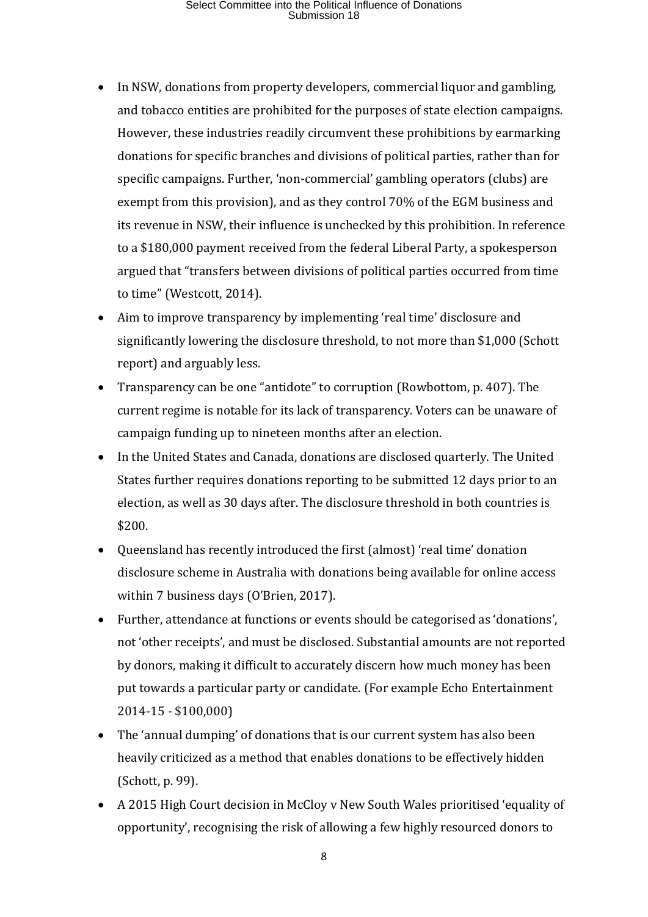- In NSW, donations from property developers, commercial liquor and gambling, and tobacco entities are prohibited for the purposes of state election campaigns. However, these industries readily circumvent these prohibitions by earmarking donations for specific branches and divisions of political parties, rather than for specific campaigns. Further, 'non-commercial' gambling operators (clubs) are exempt from this provision), and as they control 70% of the EGM business and its revenue in NSW, their influence is unchecked by this prohibition. In reference to a $180,000 payment received from the federal Liberal Party, a spokesperson argued that "transfers between divisions of political parties occurred from time to time" (Westcott, 2014).
- Aim to improve transparency by implementing 'real time' disclosure and significantly lowering the disclosure threshold, to not more than $1,000 (Schott report) and arguably less.
- Transparency can be one "antidote" to corruption (Rowbottom, p. 407). The current regime is notable for its lack of transparency. Voters can be unaware of campaign funding up to nineteen months after an election.
- In the United States and Canada, donations are disclosed quarterly. The United States further requires donations reporting to be submitted 12 days prior to an election, as well as 30 days after. The disclosure threshold in both countries is $200.
- Queensland has recently introduced the first (almost) 'real time' donation disclosure scheme in Australia with donations being available for online access within 7 business days (O'Brien, 2017).
- Further, attendance at functions or events should be categorised as 'donations', not 'other receipts', and must be disclosed. Substantial amounts are not reported by donors, making it difficult to accurately discern how much money has been put towards a particular party or candidate. (For example Echo Entertainment 2014-15 - $100,000)
- The 'annual dumping' of donations that is our current system has also been heavily criticized as a method that enables donations to be effectively hidden (Schott, p. 99).
- A 2015 High Court decision in McCloy v New South Wales prioritised 'equality of opportunity', recognising the risk of allowing a few highly resourced donors to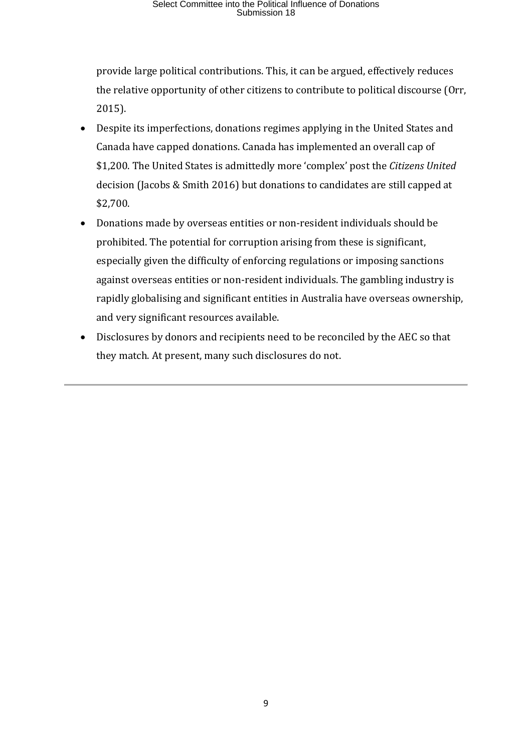provide large political contributions. This, it can be argued, effectively reduces the relative opportunity of other citizens to contribute to political discourse (Orr, 2015).

- Despite its imperfections, donations regimes applying in the United States and Canada have capped donations. Canada has implemented an overall cap of $1,200. The United States is admittedly more 'complex' post the *Citizens United* decision (Jacobs & Smith 2016) but donations to candidates are still capped at $2,700.
- Donations made by overseas entities or non-resident individuals should be prohibited. The potential for corruption arising from these is significant, especially given the difficulty of enforcing regulations or imposing sanctions against overseas entities or non-resident individuals. The gambling industry is rapidly globalising and significant entities in Australia have overseas ownership, and very significant resources available.
- Disclosures by donors and recipients need to be reconciled by the AEC so that they match. At present, many such disclosures do not.

---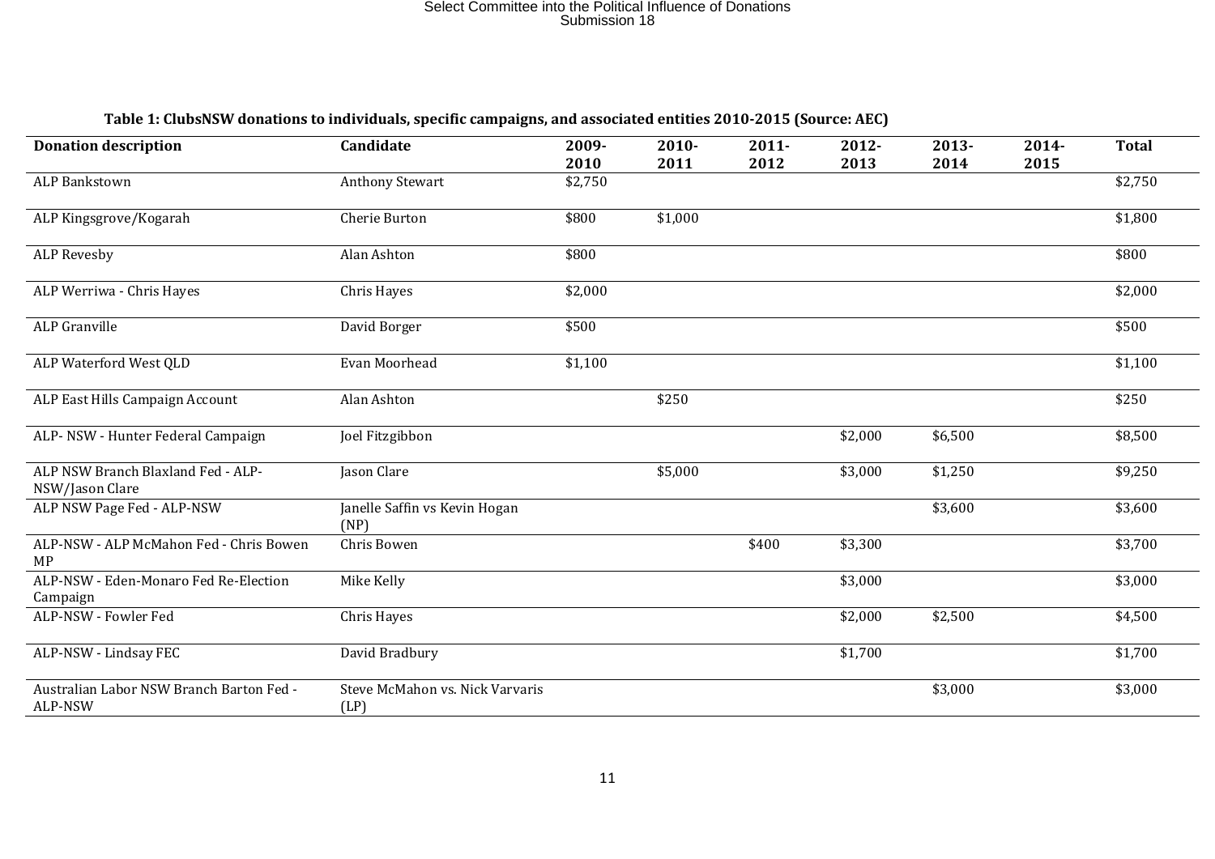**Table 1: ClubsNSW donations to individuals, specific campaigns, and associated entities 2010-2015 (Source: AEC)**

| Donation description | Candidate | 2009-2010 | 2010-2011 | 2011-2012 | 2012-2013 | 2013-2014 | 2014-2015 | Total |
|---|---|---|---|---|---|---|---|---|
| ALP Bankstown | Anthony Stewart | $2,750 | | | | | | $2,750 |
| ALP Kingsgrove/Kogarah | Cherie Burton | $800 | $1,000 | | | | | $1,800 |
| ALP Revesby | Alan Ashton | $800 | | | | | | $800 |
| ALP Werriwa - Chris Hayes | Chris Hayes | $2,000 | | | | | | $2,000 |
| ALP Granville | David Borger | $500 | | | | | | $500 |
| ALP Waterford West QLD | Evan Moorhead | $1,100 | | | | | | $1,100 |
| ALP East Hills Campaign Account | Alan Ashton | | $250 | | | | | $250 |
| ALP- NSW - Hunter Federal Campaign | Joel Fitzgibbon | | | | $2,000 | $6,500 | | $8,500 |
| ALP NSW Branch Blaxland Fed - ALP-NSW/Jason Clare | Jason Clare | | $5,000 | | $3,000 | $1,250 | | $9,250 |
| ALP NSW Page Fed - ALP-NSW | Janelle Saffin vs Kevin Hogan (NP) | | | | | $3,600 | | $3,600 |
| ALP-NSW - ALP McMahon Fed - Chris Bowen MP | Chris Bowen | | | $400 | $3,300 | | | $3,700 |
| ALP-NSW - Eden-Monaro Fed Re-Election Campaign | Mike Kelly | | | | $3,000 | | | $3,000 |
| ALP-NSW - Fowler Fed | Chris Hayes | | | | $2,000 | $2,500 | | $4,500 |
| ALP-NSW - Lindsay FEC | David Bradbury | | | | $1,700 | | | $1,700 |
| Australian Labor NSW Branch Barton Fed - ALP-NSW | Steve McMahon vs. Nick Varvaris (LP) | | | | | $3,000 | | $3,000 |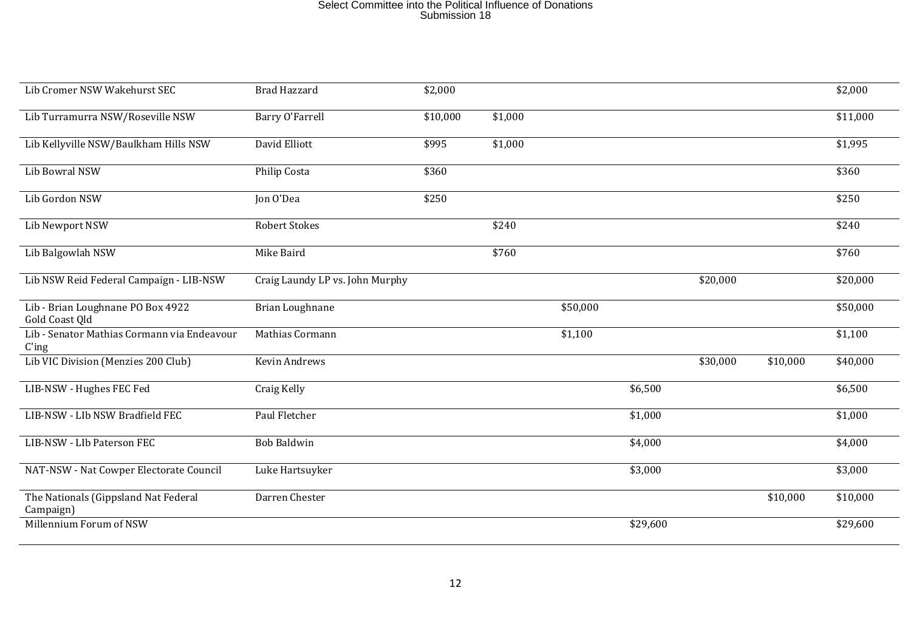| | | | | | | | | |
|---|---|---|---|---|---|---|---|---|
| Lib Cromer NSW Wakehurst SEC | Brad Hazzard | $2,000 | | | | | | $2,000 |
| Lib Turramurra NSW/Roseville NSW | Barry O'Farrell | $10,000 | $1,000 | | | | | $11,000 |
| Lib Kellyville NSW/Baulkham Hills NSW | David Elliott | $995 | $1,000 | | | | | $1,995 |
| Lib Bowral NSW | Philip Costa | $360 | | | | | | $360 |
| Lib Gordon NSW | Jon O'Dea | $250 | | | | | | $250 |
| Lib Newport NSW | Robert Stokes | | $240 | | | | | $240 |
| Lib Balgowlah NSW | Mike Baird | | $760 | | | | | $760 |
| Lib NSW Reid Federal Campaign - LIB-NSW | Craig Laundy LP vs. John Murphy | | | | | $20,000 | | $20,000 |
| Lib - Brian Loughnane PO Box 4922 Gold Coast Qld | Brian Loughnane | | | $50,000 | | | | $50,000 |
| Lib - Senator Mathias Cormann via Endeavour C'ing | Mathias Cormann | | | $1,100 | | | | $1,100 |
| Lib VIC Division (Menzies 200 Club) | Kevin Andrews | | | | | $30,000 | $10,000 | $40,000 |
| LIB-NSW - Hughes FEC Fed | Craig Kelly | | | | $6,500 | | | $6,500 |
| LIB-NSW - LIb NSW Bradfield FEC | Paul Fletcher | | | | $1,000 | | | $1,000 |
| LIB-NSW - LIb Paterson FEC | Bob Baldwin | | | | $4,000 | | | $4,000 |
| NAT-NSW - Nat Cowper Electorate Council | Luke Hartsuyker | | | | $3,000 | | | $3,000 |
| The Nationals (Gippsland Nat Federal Campaign) | Darren Chester | | | | | | $10,000 | $10,000 |
| Millennium Forum of NSW | | | | | $29,600 | | | $29,600 |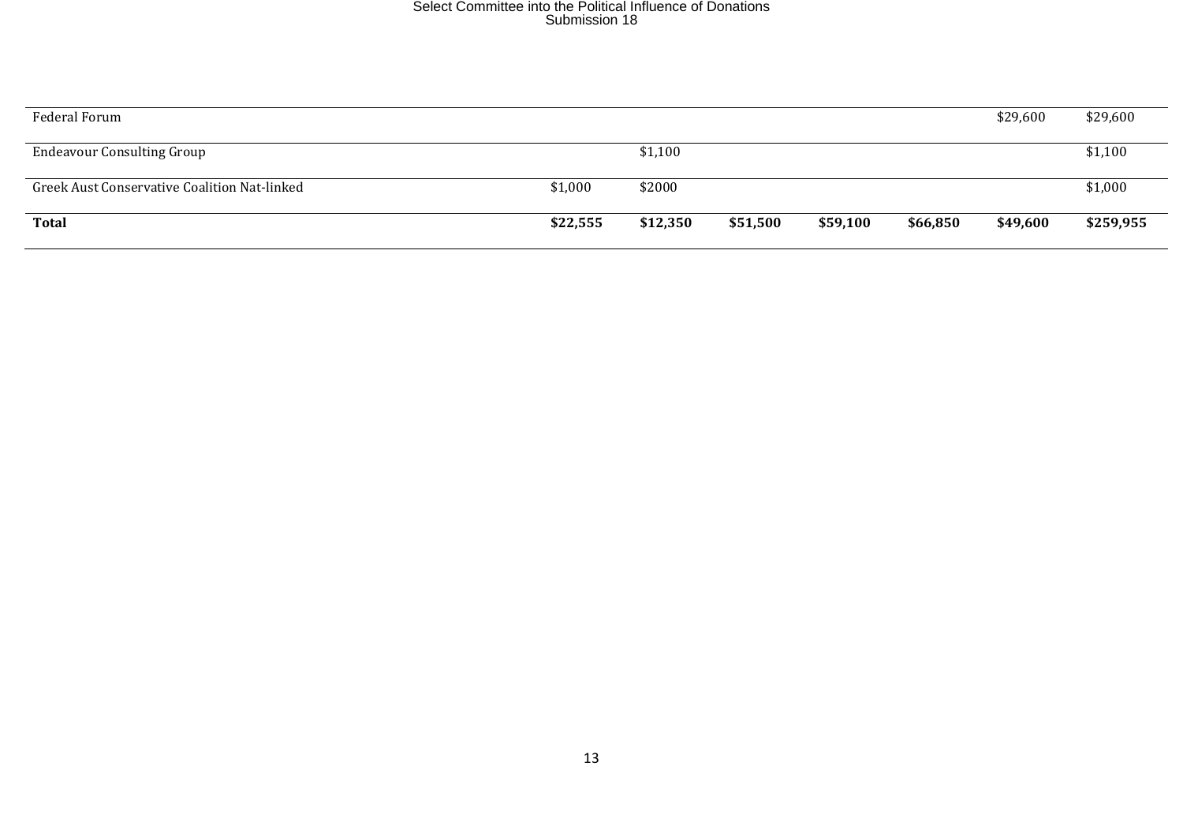| | | | | | | | |
|---|---|---|---|---|---|---|---|
| Federal Forum | | | | | | $29,600 | $29,600 |
| Endeavour Consulting Group | | $1,100 | | | | | $1,100 |
| Greek Aust Conservative Coalition Nat-linked | $1,000 | $2000 | | | | | $1,000 |
| **Total** | **$22,555** | **$12,350** | **$51,500** | **$59,100** | **$66,850** | **$49,600** | **$259,955** |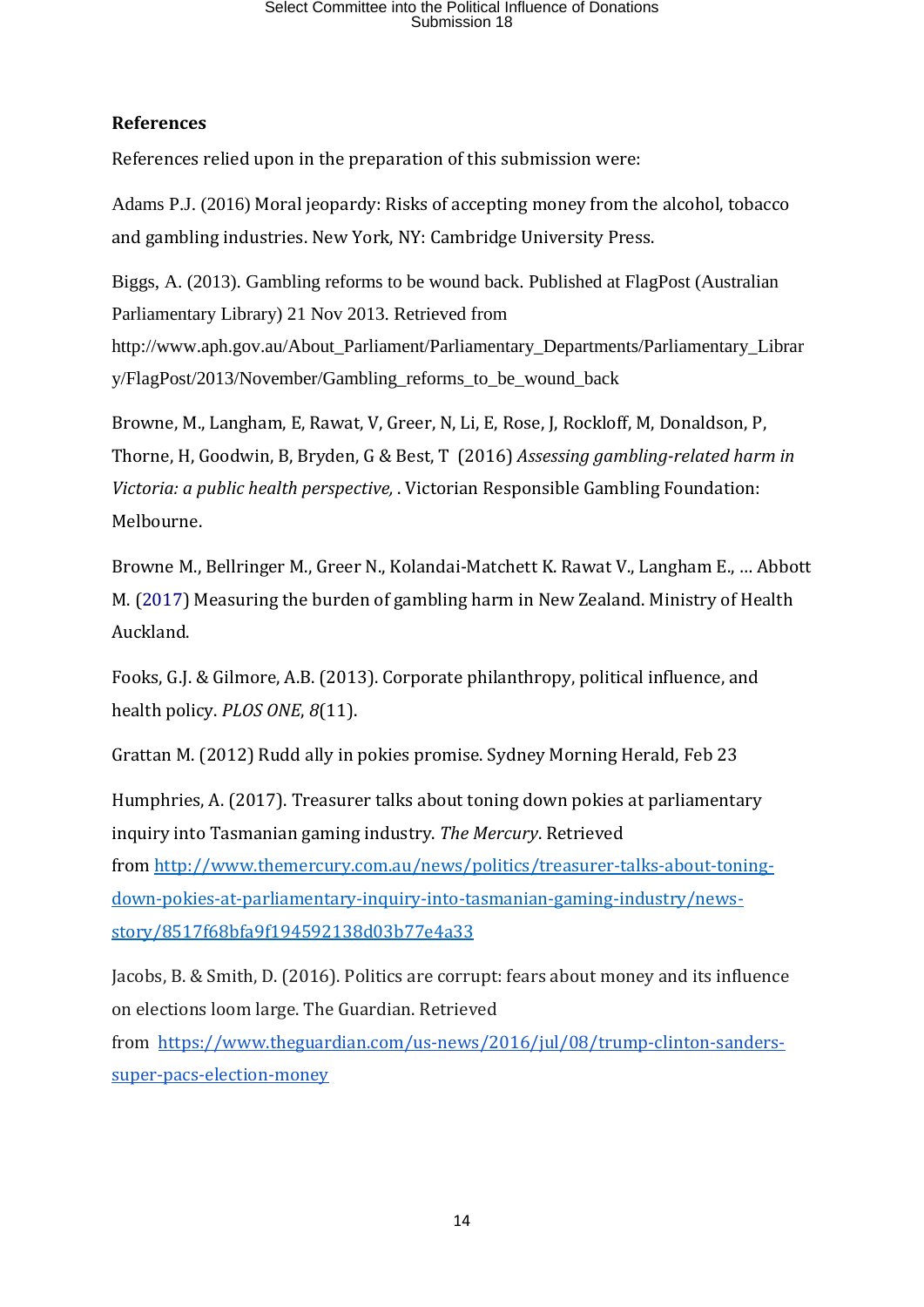**References**

References relied upon in the preparation of this submission were:

Adams P.J. (2016) Moral jeopardy: Risks of accepting money from the alcohol, tobacco and gambling industries. New York, NY: Cambridge University Press.

Biggs, A. (2013). Gambling reforms to be wound back. Published at FlagPost (Australian Parliamentary Library) 21 Nov 2013. Retrieved from http://www.aph.gov.au/About_Parliament/Parliamentary_Departments/Parliamentary_Library/FlagPost/2013/November/Gambling_reforms_to_be_wound_back

Browne, M., Langham, E, Rawat, V, Greer, N, Li, E, Rose, J, Rockloff, M, Donaldson, P, Thorne, H, Goodwin, B, Bryden, G & Best, T (2016) *Assessing gambling-related harm in Victoria: a public health perspective,* . Victorian Responsible Gambling Foundation: Melbourne.

Browne M., Bellringer M., Greer N., Kolandai-Matchett K. Rawat V., Langham E., ... Abbott M. (2017) Measuring the burden of gambling harm in New Zealand. Ministry of Health Auckland.

Fooks, G.J. & Gilmore, A.B. (2013). Corporate philanthropy, political influence, and health policy. *PLOS ONE*, *8*(11).

Grattan M. (2012) Rudd ally in pokies promise. Sydney Morning Herald, Feb 23

Humphries, A. (2017). Treasurer talks about toning down pokies at parliamentary inquiry into Tasmanian gaming industry. *The Mercury*. Retrieved from http://www.themercury.com.au/news/politics/treasurer-talks-about-toning-down-pokies-at-parliamentary-inquiry-into-tasmanian-gaming-industry/news-story/8517f68bfa9f194592138d03b77e4a33

Jacobs, B. & Smith, D. (2016). Politics are corrupt: fears about money and its influence on elections loom large. The Guardian. Retrieved from https://www.theguardian.com/us-news/2016/jul/08/trump-clinton-sanders-super-pacs-election-money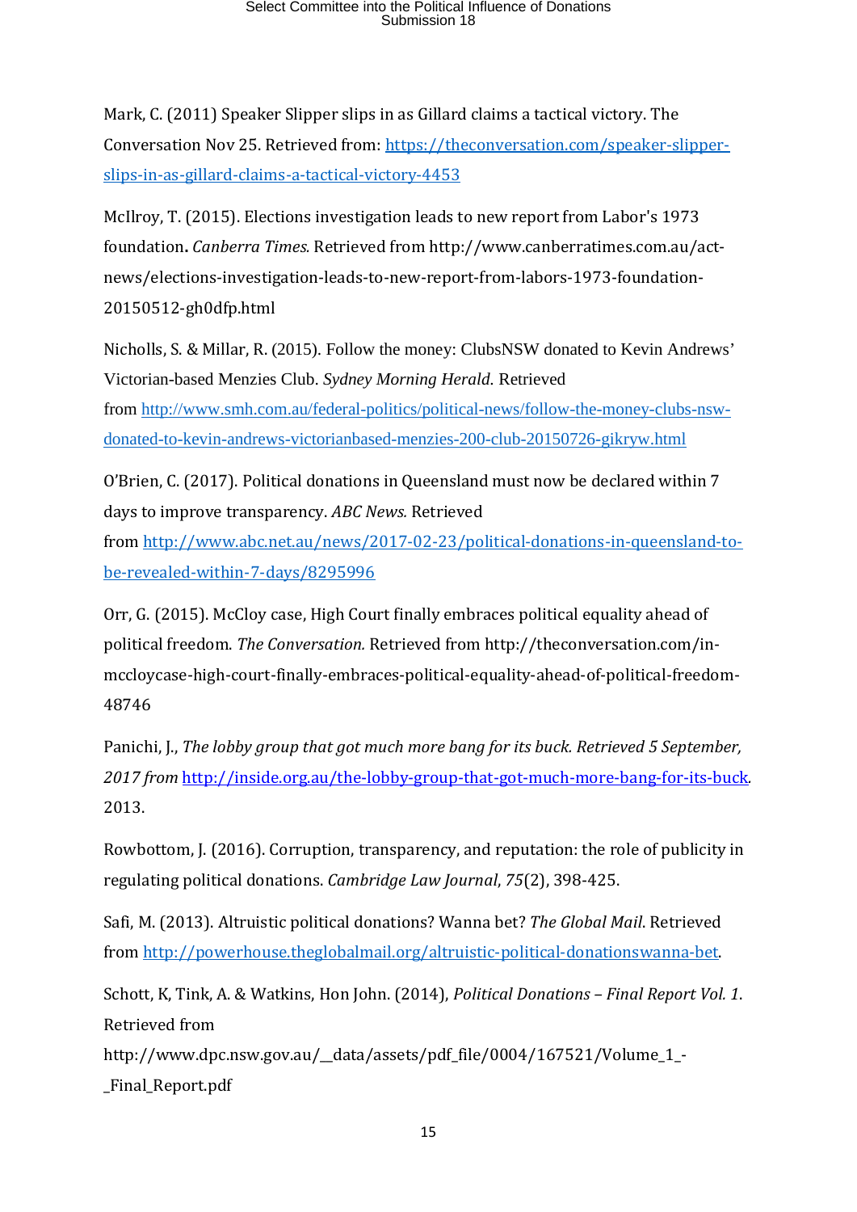Mark, C. (2011) Speaker Slipper slips in as Gillard claims a tactical victory. The Conversation Nov 25. Retrieved from: [https://theconversation.com/speaker-slipper-slips-in-as-gillard-claims-a-tactical-victory-4453](https://theconversation.com/speaker-slipper-slips-in-as-gillard-claims-a-tactical-victory-4453)

McIlroy, T. (2015). Elections investigation leads to new report from Labor's 1973 foundation**.** *Canberra Times.* Retrieved from http://www.canberratimes.com.au/act-news/elections-investigation-leads-to-new-report-from-labors-1973-foundation-20150512-gh0dfp.html

Nicholls, S. & Millar, R. (2015). Follow the money: ClubsNSW donated to Kevin Andrews' Victorian-based Menzies Club. *Sydney Morning Herald.* Retrieved from [http://www.smh.com.au/federal-politics/political-news/follow-the-money-clubs-nsw-donated-to-kevin-andrews-victorianbased-menzies-200-club-20150726-gikryw.html](http://www.smh.com.au/federal-politics/political-news/follow-the-money-clubs-nsw-donated-to-kevin-andrews-victorianbased-menzies-200-club-20150726-gikryw.html)

O'Brien, C. (2017). Political donations in Queensland must now be declared within 7 days to improve transparency. *ABC News.* Retrieved from [http://www.abc.net.au/news/2017-02-23/political-donations-in-queensland-to-be-revealed-within-7-days/8295996](http://www.abc.net.au/news/2017-02-23/political-donations-in-queensland-to-be-revealed-within-7-days/8295996)

Orr, G. (2015). McCloy case, High Court finally embraces political equality ahead of political freedom. *The Conversation.* Retrieved from http://theconversation.com/in-mccloycase-high-court-finally-embraces-political-equality-ahead-of-political-freedom-48746

Panichi, J., *The lobby group that got much more bang for its buck. Retrieved 5 September, 2017 from* [http://inside.org.au/the-lobby-group-that-got-much-more-bang-for-its-buck](http://inside.org.au/the-lobby-group-that-got-much-more-bang-for-its-buck). 2013.

Rowbottom, J. (2016). Corruption, transparency, and reputation: the role of publicity in regulating political donations. *Cambridge Law Journal*, *75*(2), 398-425.

Safi, M. (2013). Altruistic political donations? Wanna bet? *The Global Mail*. Retrieved from [http://powerhouse.theglobalmail.org/altruistic-political-donationswanna-bet](http://powerhouse.theglobalmail.org/altruistic-political-donationswanna-bet).

Schott, K, Tink, A. & Watkins, Hon John. (2014), *Political Donations – Final Report Vol. 1*. Retrieved from http://www.dpc.nsw.gov.au/__data/assets/pdf_file/0004/167521/Volume_1_-_Final_Report.pdf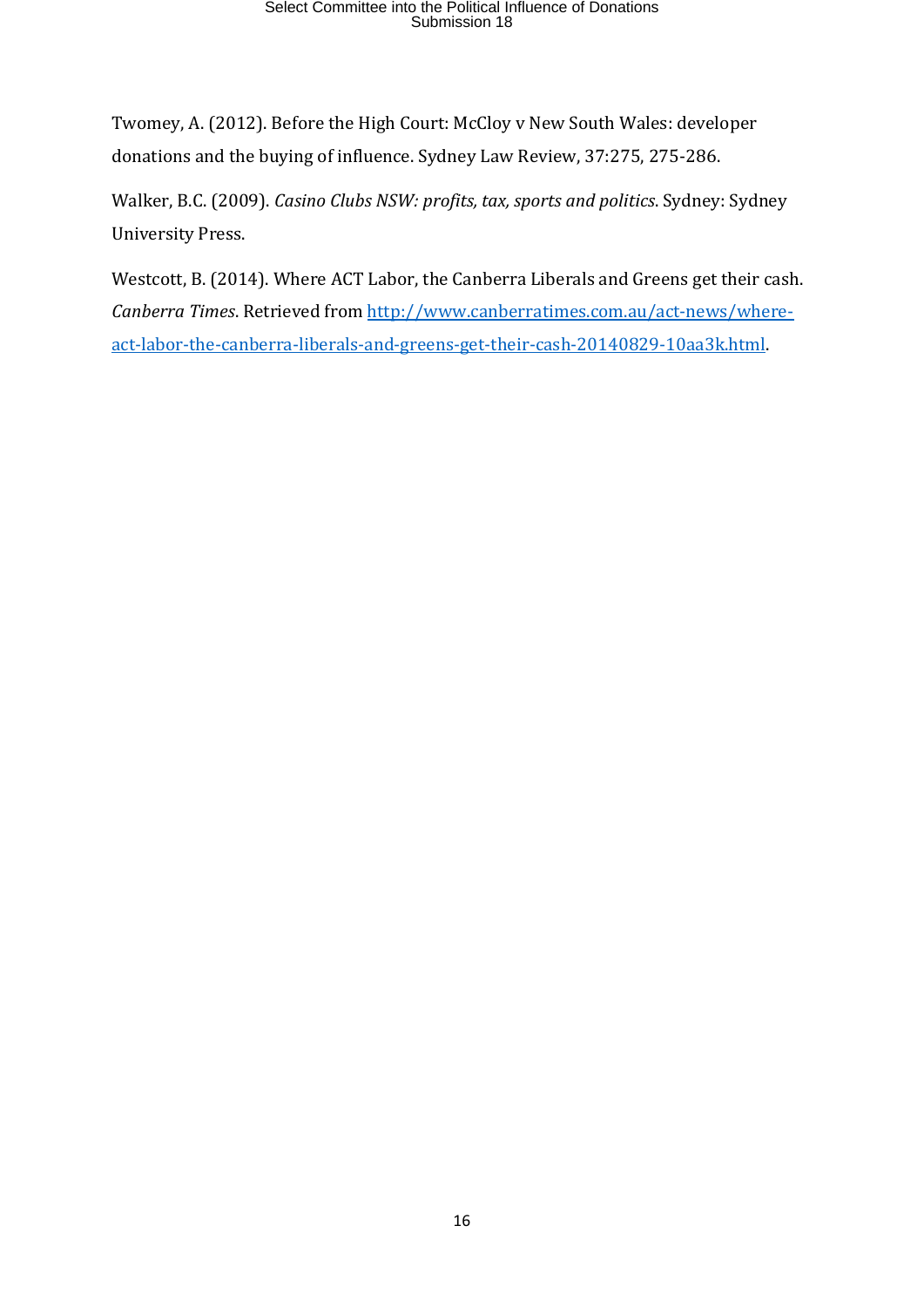Twomey, A. (2012). Before the High Court: McCloy v New South Wales: developer donations and the buying of influence. Sydney Law Review, 37:275, 275-286.

Walker, B.C. (2009). *Casino Clubs NSW: profits, tax, sports and politics*. Sydney: Sydney University Press.

Westcott, B. (2014). Where ACT Labor, the Canberra Liberals and Greens get their cash. *Canberra Times*. Retrieved from http://www.canberratimes.com.au/act-news/where-act-labor-the-canberra-liberals-and-greens-get-their-cash-20140829-10aa3k.html.